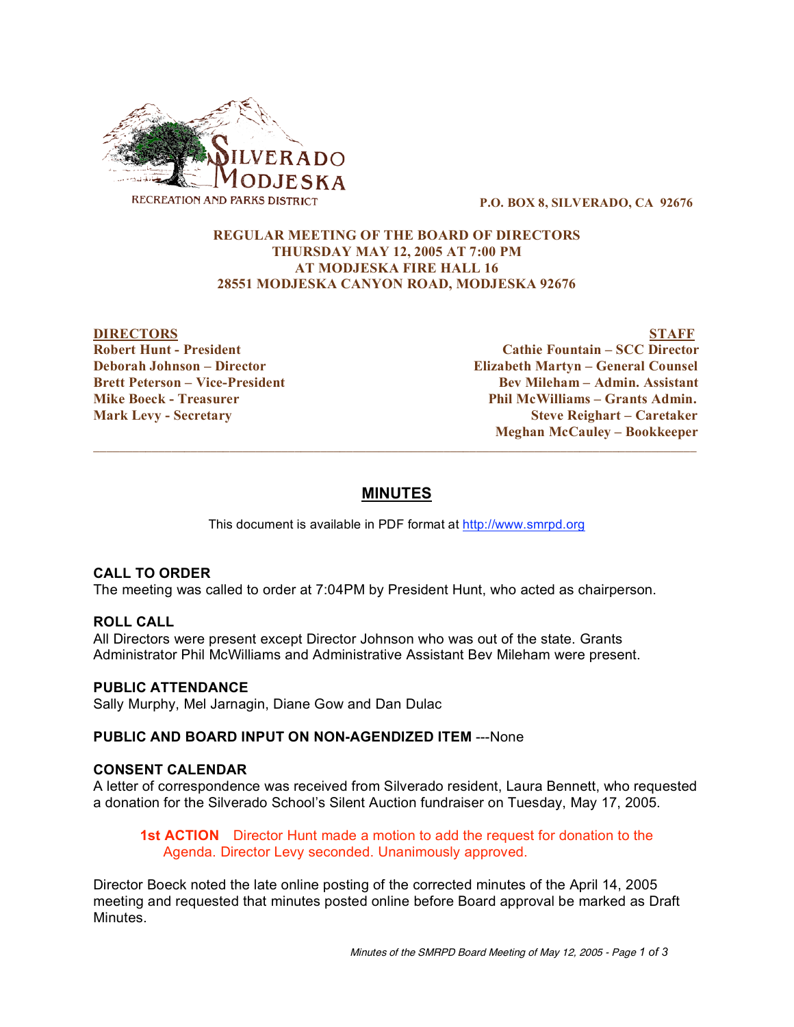SILVERADO MODJESKA
RECREATION AND PARKS DISTRICT

**P.O. BOX 8, SILVERADO, CA 92676**

**REGULAR MEETING OF THE BOARD OF DIRECTORS**
**THURSDAY MAY 12, 2005 AT 7:00 PM**
**AT MODJESKA FIRE HALL 16**
**28551 MODJESKA CANYON ROAD, MODJESKA 92676**

| DIRECTORS | STAFF |
|---|---|
| Robert Hunt - President | Cathie Fountain – SCC Director |
| Deborah Johnson – Director | Elizabeth Martyn – General Counsel |
| Brett Peterson – Vice-President | Bev Mileham – Admin. Assistant |
| Mike Boeck - Treasurer | Phil McWilliams – Grants Admin. |
| Mark Levy - Secretary | Steve Reighart – Caretaker |
| | Meghan McCauley – Bookkeeper |

---

# MINUTES

This document is available in PDF format at http://www.smrpd.org

### CALL TO ORDER

The meeting was called to order at 7:04PM by President Hunt, who acted as chairperson.

### ROLL CALL

All Directors were present except Director Johnson who was out of the state. Grants Administrator Phil McWilliams and Administrative Assistant Bev Mileham were present.

### PUBLIC ATTENDANCE

Sally Murphy, Mel Jarnagin, Diane Gow and Dan Dulac

### PUBLIC AND BOARD INPUT ON NON-AGENDIZED ITEM ---None

### CONSENT CALENDAR

A letter of correspondence was received from Silverado resident, Laura Bennett, who requested a donation for the Silverado School's Silent Auction fundraiser on Tuesday, May 17, 2005.

> **1st ACTION** Director Hunt made a motion to add the request for donation to the Agenda. Director Levy seconded. Unanimously approved.

Director Boeck noted the late online posting of the corrected minutes of the April 14, 2005 meeting and requested that minutes posted online before Board approval be marked as Draft Minutes.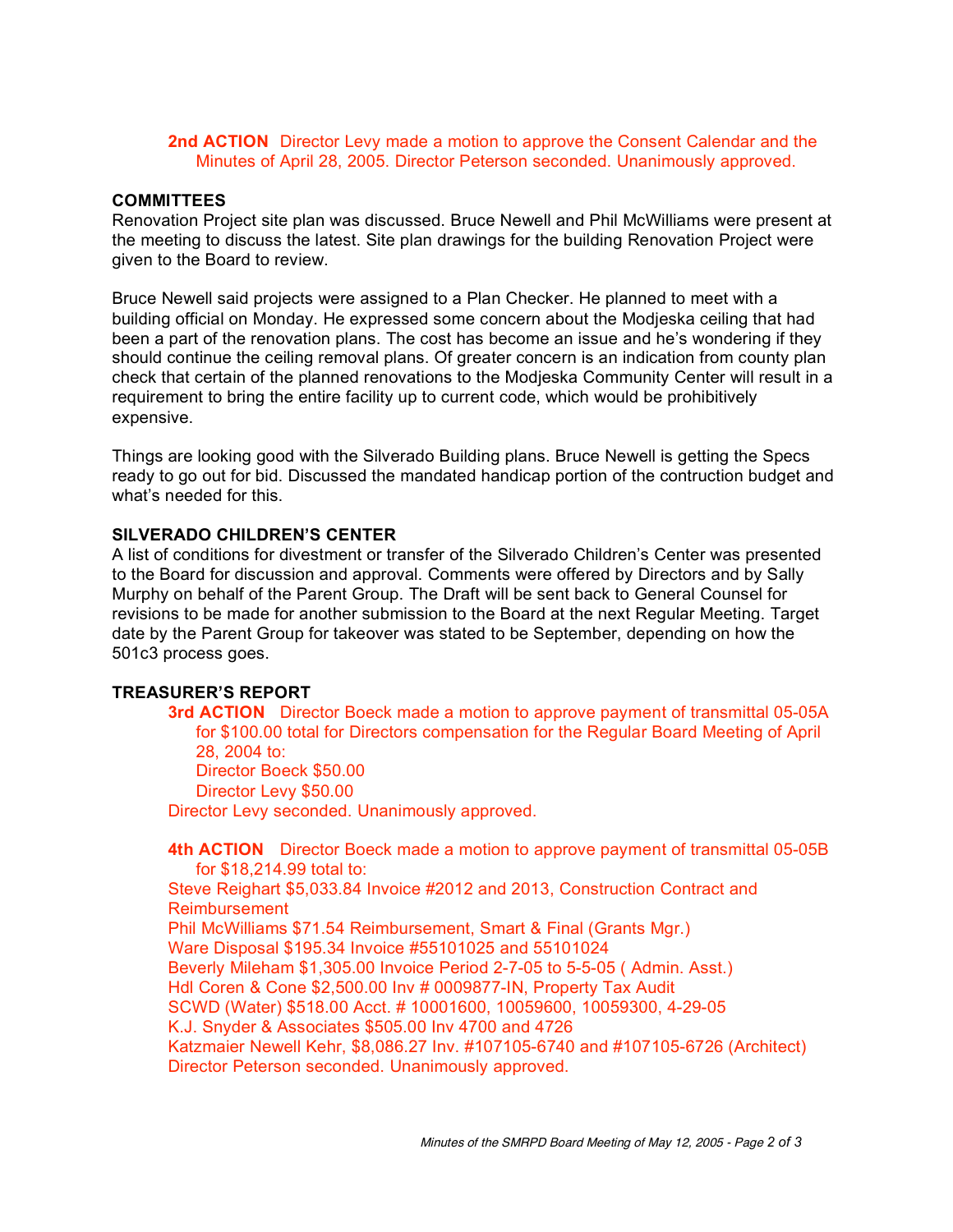**2nd ACTION** Director Levy made a motion to approve the Consent Calendar and the Minutes of April 28, 2005. Director Peterson seconded. Unanimously approved.

## COMMITTEES

Renovation Project site plan was discussed. Bruce Newell and Phil McWilliams were present at the meeting to discuss the latest. Site plan drawings for the building Renovation Project were given to the Board to review.

Bruce Newell said projects were assigned to a Plan Checker. He planned to meet with a building official on Monday. He expressed some concern about the Modjeska ceiling that had been a part of the renovation plans. The cost has become an issue and he's wondering if they should continue the ceiling removal plans. Of greater concern is an indication from county plan check that certain of the planned renovations to the Modjeska Community Center will result in a requirement to bring the entire facility up to current code, which would be prohibitively expensive.

Things are looking good with the Silverado Building plans. Bruce Newell is getting the Specs ready to go out for bid. Discussed the mandated handicap portion of the contruction budget and what's needed for this.

## SILVERADO CHILDREN'S CENTER

A list of conditions for divestment or transfer of the Silverado Children's Center was presented to the Board for discussion and approval. Comments were offered by Directors and by Sally Murphy on behalf of the Parent Group. The Draft will be sent back to General Counsel for revisions to be made for another submission to the Board at the next Regular Meeting. Target date by the Parent Group for takeover was stated to be September, depending on how the 501c3 process goes.

## TREASURER'S REPORT

**3rd ACTION** Director Boeck made a motion to approve payment of transmittal 05-05A for $100.00 total for Directors compensation for the Regular Board Meeting of April 28, 2004 to:
Director Boeck $50.00
Director Levy $50.00
Director Levy seconded. Unanimously approved.

**4th ACTION** Director Boeck made a motion to approve payment of transmittal 05-05B for $18,214.99 total to:
Steve Reighart $5,033.84 Invoice #2012 and 2013, Construction Contract and Reimbursement
Phil McWilliams $71.54 Reimbursement, Smart & Final (Grants Mgr.)
Ware Disposal $195.34 Invoice #55101025 and 55101024
Beverly Mileham $1,305.00 Invoice Period 2-7-05 to 5-5-05 ( Admin. Asst.)
Hdl Coren & Cone $2,500.00 Inv # 0009877-IN, Property Tax Audit
SCWD (Water) $518.00 Acct. # 10001600, 10059600, 10059300, 4-29-05
K.J. Snyder & Associates $505.00 Inv 4700 and 4726
Katzmaier Newell Kehr, $8,086.27 Inv. #107105-6740 and #107105-6726 (Architect)
Director Peterson seconded. Unanimously approved.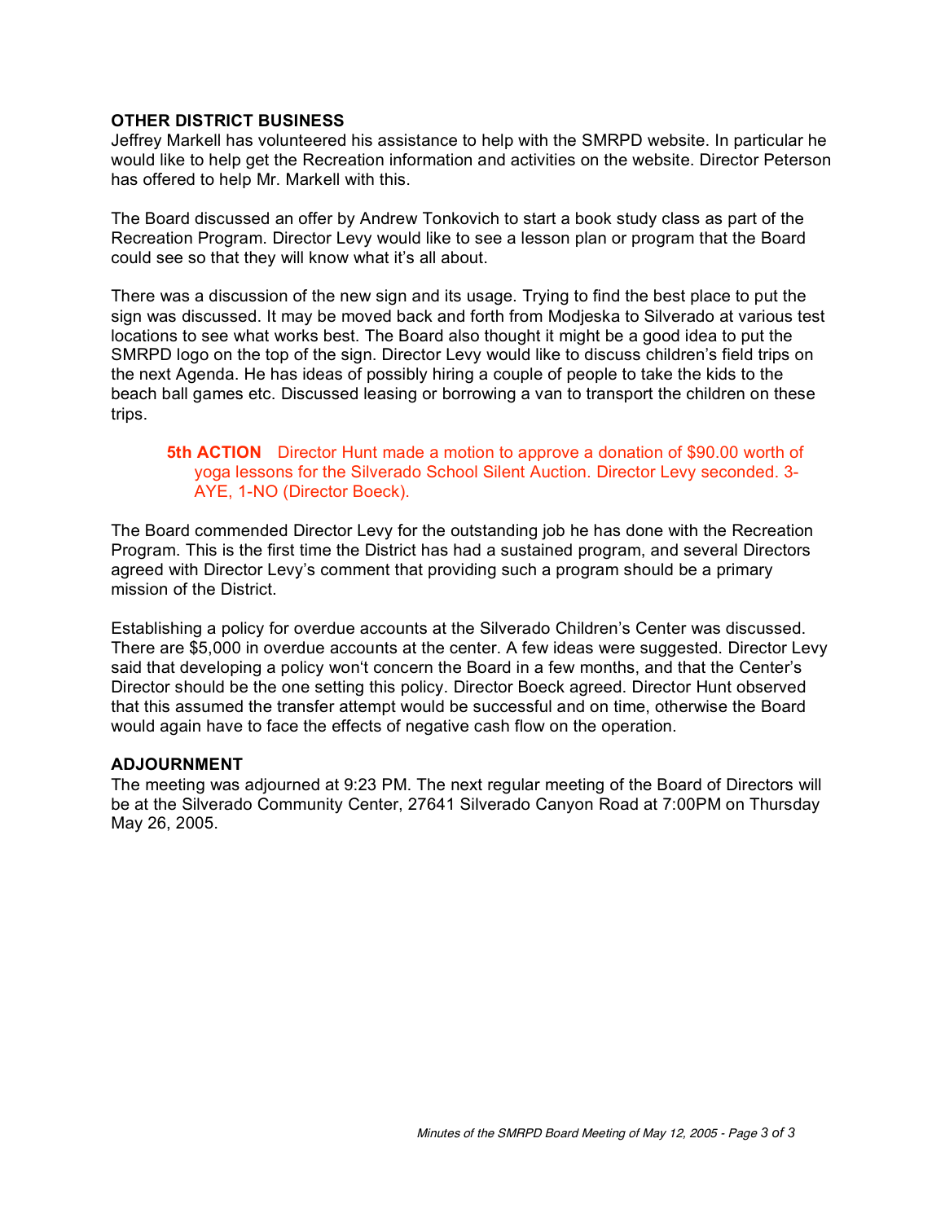## OTHER DISTRICT BUSINESS

Jeffrey Markell has volunteered his assistance to help with the SMRPD website. In particular he would like to help get the Recreation information and activities on the website. Director Peterson has offered to help Mr. Markell with this.

The Board discussed an offer by Andrew Tonkovich to start a book study class as part of the Recreation Program. Director Levy would like to see a lesson plan or program that the Board could see so that they will know what it's all about.

There was a discussion of the new sign and its usage. Trying to find the best place to put the sign was discussed. It may be moved back and forth from Modjeska to Silverado at various test locations to see what works best. The Board also thought it might be a good idea to put the SMRPD logo on the top of the sign. Director Levy would like to discuss children's field trips on the next Agenda. He has ideas of possibly hiring a couple of people to take the kids to the beach ball games etc. Discussed leasing or borrowing a van to transport the children on these trips.

> **5th ACTION** Director Hunt made a motion to approve a donation of $90.00 worth of yoga lessons for the Silverado School Silent Auction. Director Levy seconded. 3-AYE, 1-NO (Director Boeck).

The Board commended Director Levy for the outstanding job he has done with the Recreation Program. This is the first time the District has had a sustained program, and several Directors agreed with Director Levy's comment that providing such a program should be a primary mission of the District.

Establishing a policy for overdue accounts at the Silverado Children's Center was discussed. There are $5,000 in overdue accounts at the center. A few ideas were suggested. Director Levy said that developing a policy won't concern the Board in a few months, and that the Center's Director should be the one setting this policy. Director Boeck agreed. Director Hunt observed that this assumed the transfer attempt would be successful and on time, otherwise the Board would again have to face the effects of negative cash flow on the operation.

## ADJOURNMENT

The meeting was adjourned at 9:23 PM. The next regular meeting of the Board of Directors will be at the Silverado Community Center, 27641 Silverado Canyon Road at 7:00PM on Thursday May 26, 2005.